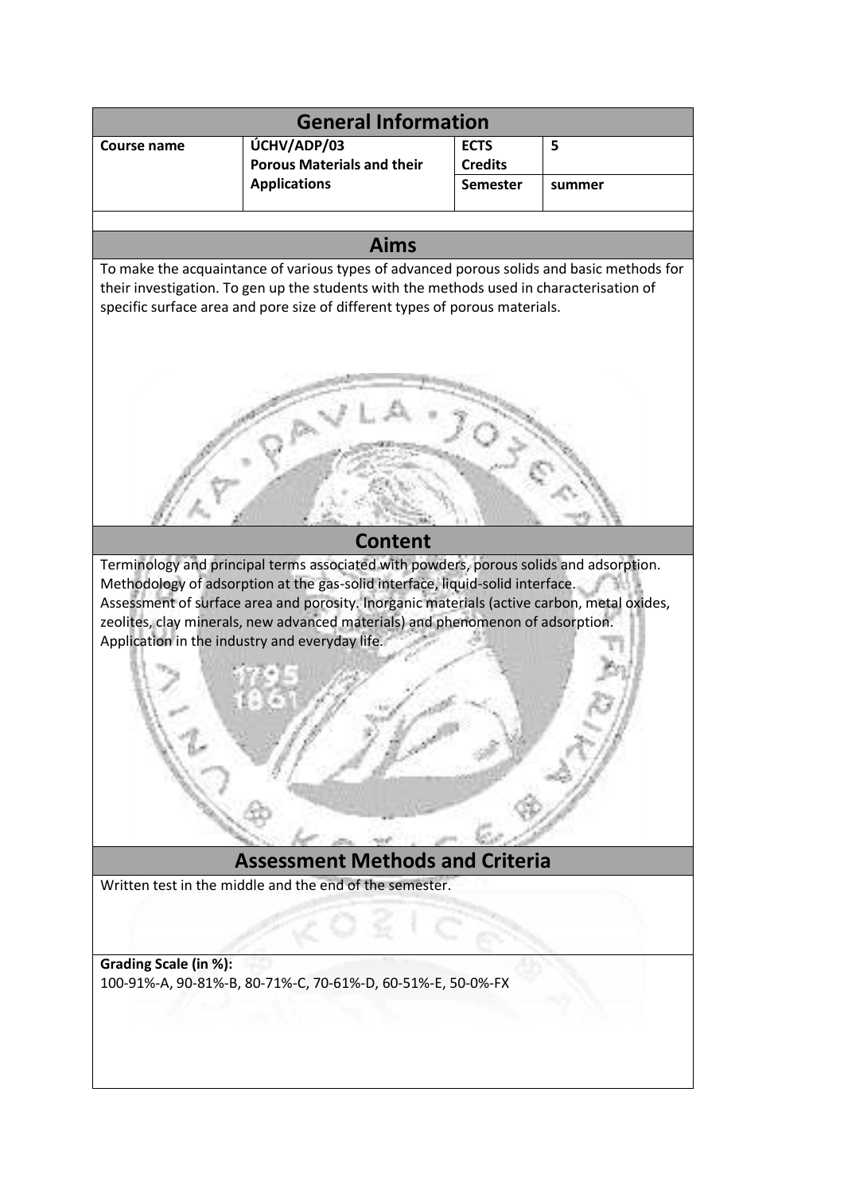## General Information

| Course name | ÚCHV/ADP/03 Porous Materials and their Applications | ECTS Credits | 5 |
|---|---|---|---|
| | | Semester | summer |

## Aims

To make the acquaintance of various types of advanced porous solids and basic methods for their investigation. To gen up the students with the methods used in characterisation of specific surface area and pore size of different types of porous materials.

## Content

Terminology and principal terms associated with powders, porous solids and adsorption.
Methodology of adsorption at the gas-solid interface, liquid-solid interface.
Assessment of surface area and porosity. Inorganic materials (active carbon, metal oxides, zeolites, clay minerals, new advanced materials) and phenomenon of adsorption.
Application in the industry and everyday life.

## Assessment Methods and Criteria

Written test in the middle and the end of the semester.

**Grading Scale (in %):**
100-91%-A, 90-81%-B, 80-71%-C, 70-61%-D, 60-51%-E, 50-0%-FX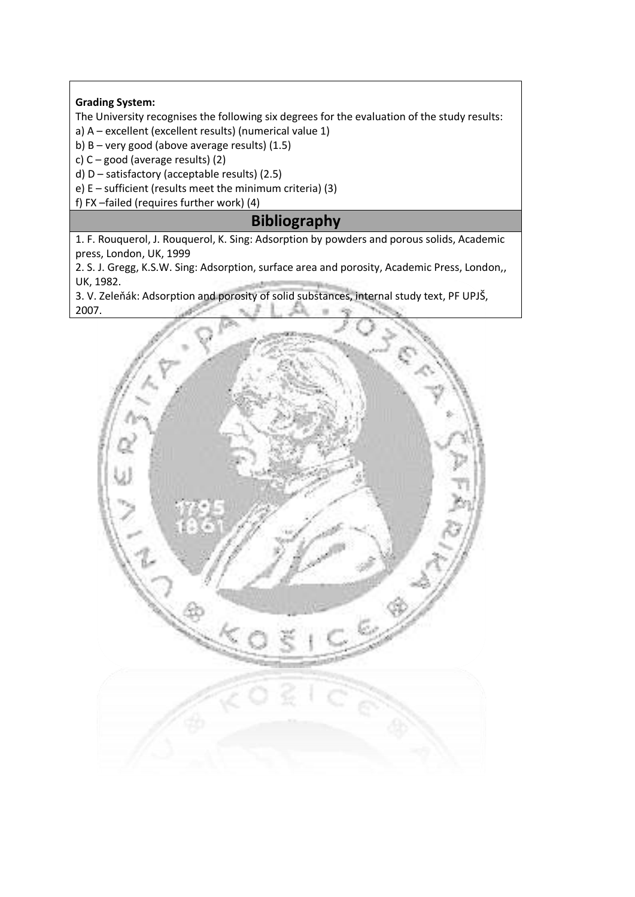**Grading System:**

The University recognises the following six degrees for the evaluation of the study results:

a) A – excellent (excellent results) (numerical value 1)

b) B – very good (above average results) (1.5)

c) C – good (average results) (2)

d) D – satisfactory (acceptable results) (2.5)

e) E – sufficient (results meet the minimum criteria) (3)

f) FX –failed (requires further work) (4)

## Bibliography

1. F. Rouquerol, J. Rouquerol, K. Sing: Adsorption by powders and porous solids, Academic press, London, UK, 1999
2. S. J. Gregg, K.S.W. Sing: Adsorption, surface area and porosity, Academic Press, London,, UK, 1982.
3. V. Zeleňák: Adsorption and porosity of solid substances, internal study text, PF UPJŠ, 2007.